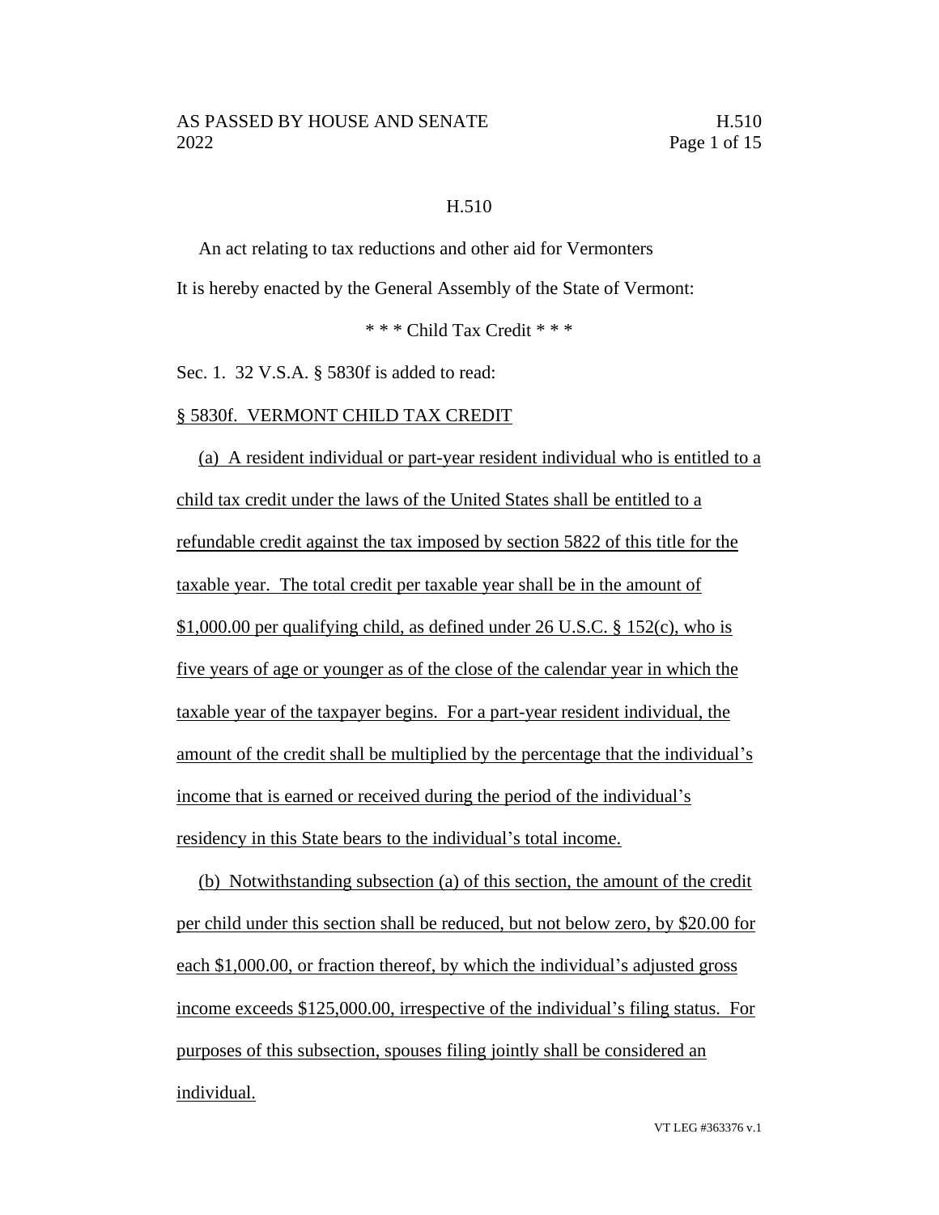H.510

An act relating to tax reductions and other aid for Vermonters

It is hereby enacted by the General Assembly of the State of Vermont:

\* \* \* Child Tax Credit \* \* \*

Sec. 1. 32 V.S.A. § 5830f is added to read:

§ 5830f. VERMONT CHILD TAX CREDIT

(a) A resident individual or part-year resident individual who is entitled to a child tax credit under the laws of the United States shall be entitled to a refundable credit against the tax imposed by section 5822 of this title for the taxable year. The total credit per taxable year shall be in the amount of $1,000.00 per qualifying child, as defined under 26 U.S.C. § 152(c), who is five years of age or younger as of the close of the calendar year in which the taxable year of the taxpayer begins. For a part-year resident individual, the amount of the credit shall be multiplied by the percentage that the individual's income that is earned or received during the period of the individual's residency in this State bears to the individual's total income.

(b) Notwithstanding subsection (a) of this section, the amount of the credit per child under this section shall be reduced, but not below zero, by $20.00 for each $1,000.00, or fraction thereof, by which the individual's adjusted gross income exceeds $125,000.00, irrespective of the individual's filing status. For purposes of this subsection, spouses filing jointly shall be considered an individual.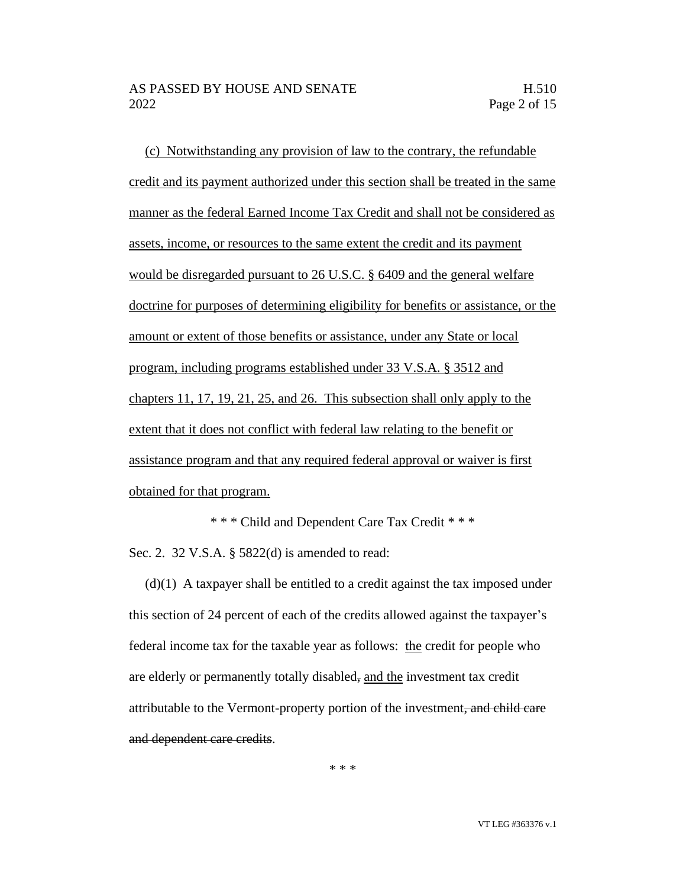(c) Notwithstanding any provision of law to the contrary, the refundable credit and its payment authorized under this section shall be treated in the same manner as the federal Earned Income Tax Credit and shall not be considered as assets, income, or resources to the same extent the credit and its payment would be disregarded pursuant to 26 U.S.C. § 6409 and the general welfare doctrine for purposes of determining eligibility for benefits or assistance, or the amount or extent of those benefits or assistance, under any State or local program, including programs established under 33 V.S.A. § 3512 and chapters 11, 17, 19, 21, 25, and 26. This subsection shall only apply to the extent that it does not conflict with federal law relating to the benefit or assistance program and that any required federal approval or waiver is first obtained for that program.

\* \* \* Child and Dependent Care Tax Credit \* \* \*

Sec. 2. 32 V.S.A. § 5822(d) is amended to read:

(d)(1) A taxpayer shall be entitled to a credit against the tax imposed under this section of 24 percent of each of the credits allowed against the taxpayer's federal income tax for the taxable year as follows: the credit for people who are elderly or permanently totally disabled, and the investment tax credit attributable to the Vermont-property portion of the investment~~, and child care and dependent care credits~~.

\* \* \*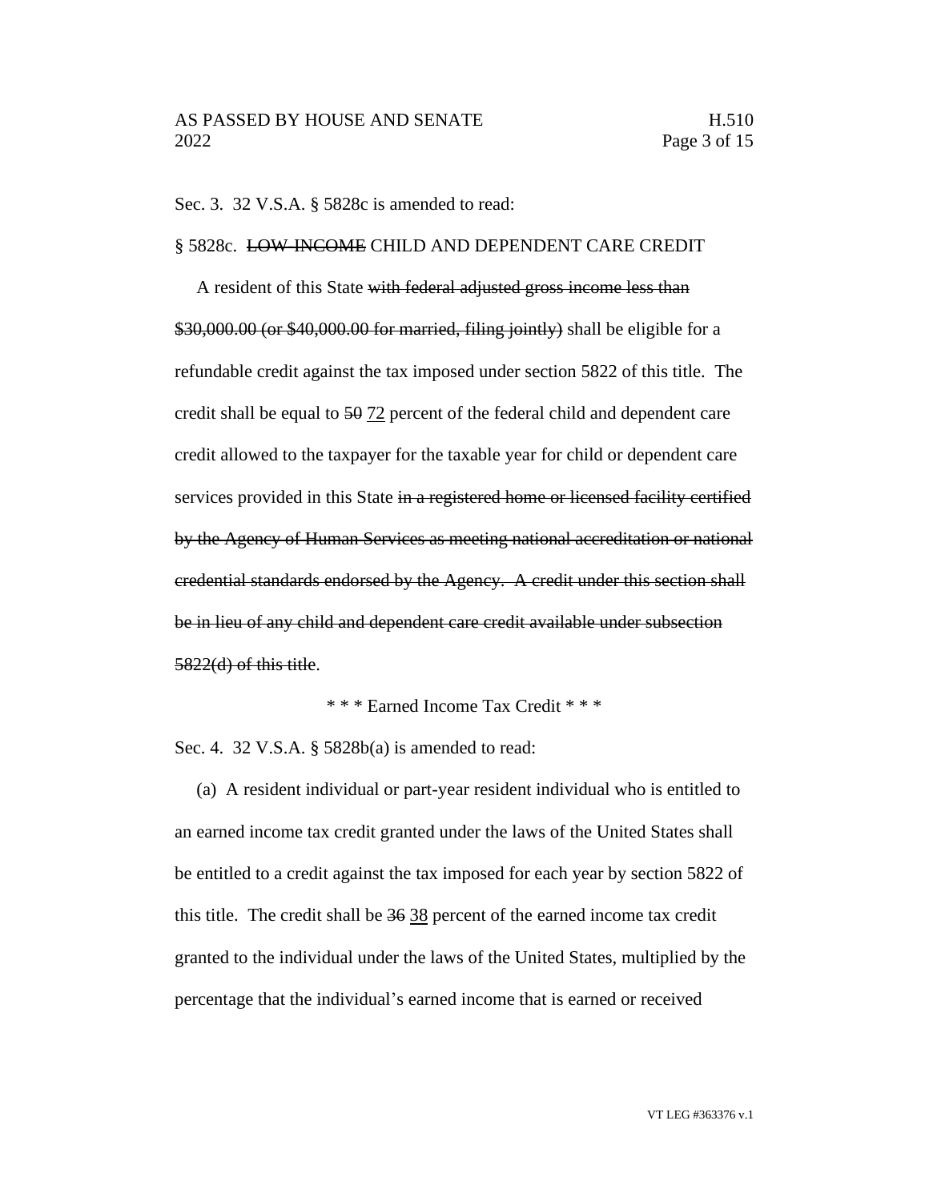Sec. 3. 32 V.S.A. § 5828c is amended to read:

§ 5828c. ~~LOW-INCOME~~ CHILD AND DEPENDENT CARE CREDIT

A resident of this State ~~with federal adjusted gross income less than $30,000.00 (or $40,000.00 for married, filing jointly)~~ shall be eligible for a refundable credit against the tax imposed under section 5822 of this title. The credit shall be equal to ~~50~~ <u>72</u> percent of the federal child and dependent care credit allowed to the taxpayer for the taxable year for child or dependent care services provided in this State ~~in a registered home or licensed facility certified by the Agency of Human Services as meeting national accreditation or national credential standards endorsed by the Agency. A credit under this section shall be in lieu of any child and dependent care credit available under subsection 5822(d) of this title~~.

\* \* \* Earned Income Tax Credit \* \* \*

Sec. 4. 32 V.S.A. § 5828b(a) is amended to read:

(a) A resident individual or part-year resident individual who is entitled to an earned income tax credit granted under the laws of the United States shall be entitled to a credit against the tax imposed for each year by section 5822 of this title. The credit shall be ~~36~~ <u>38</u> percent of the earned income tax credit granted to the individual under the laws of the United States, multiplied by the percentage that the individual's earned income that is earned or received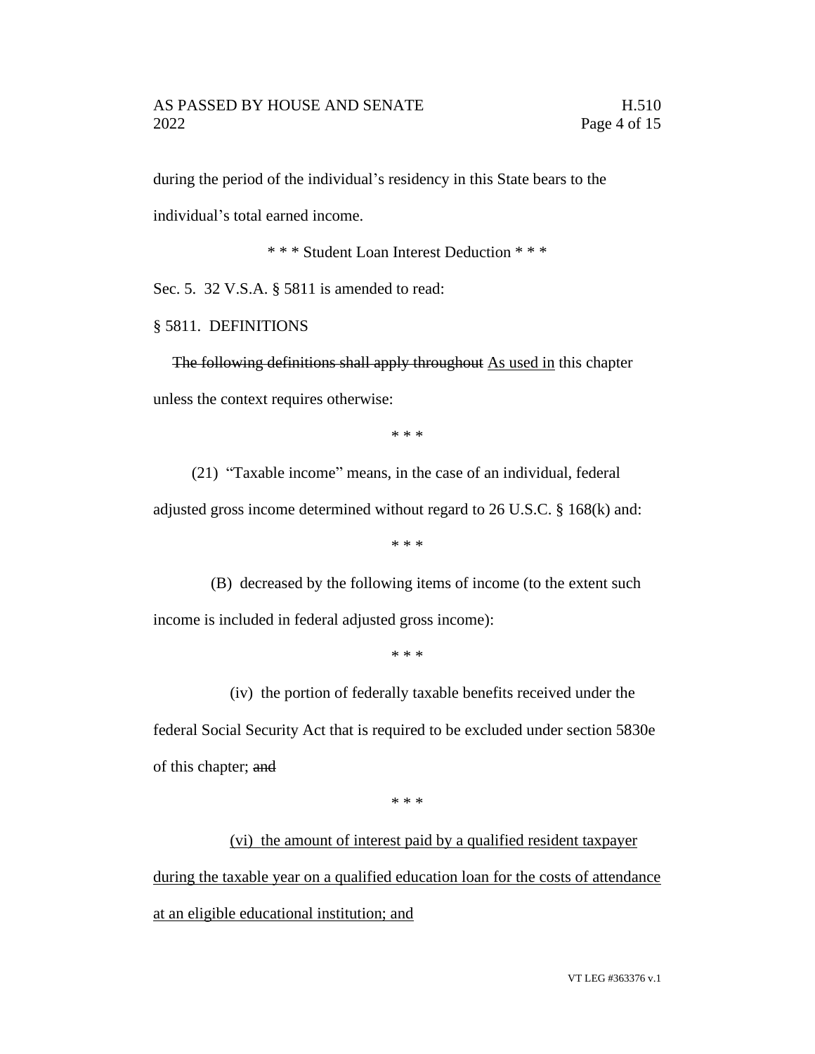during the period of the individual's residency in this State bears to the individual's total earned income.

\* \* \* Student Loan Interest Deduction \* \* \*

Sec. 5. 32 V.S.A. § 5811 is amended to read:

§ 5811. DEFINITIONS

~~The following definitions shall apply throughout~~ <u>As used in</u> this chapter unless the context requires otherwise:

\* \* \*

(21) "Taxable income" means, in the case of an individual, federal adjusted gross income determined without regard to 26 U.S.C. § 168(k) and:

\* \* \*

(B) decreased by the following items of income (to the extent such income is included in federal adjusted gross income):

\* \* \*

(iv) the portion of federally taxable benefits received under the federal Social Security Act that is required to be excluded under section 5830e of this chapter; ~~and~~

\* \* \*

<u>(vi) the amount of interest paid by a qualified resident taxpayer during the taxable year on a qualified education loan for the costs of attendance at an eligible educational institution; and</u>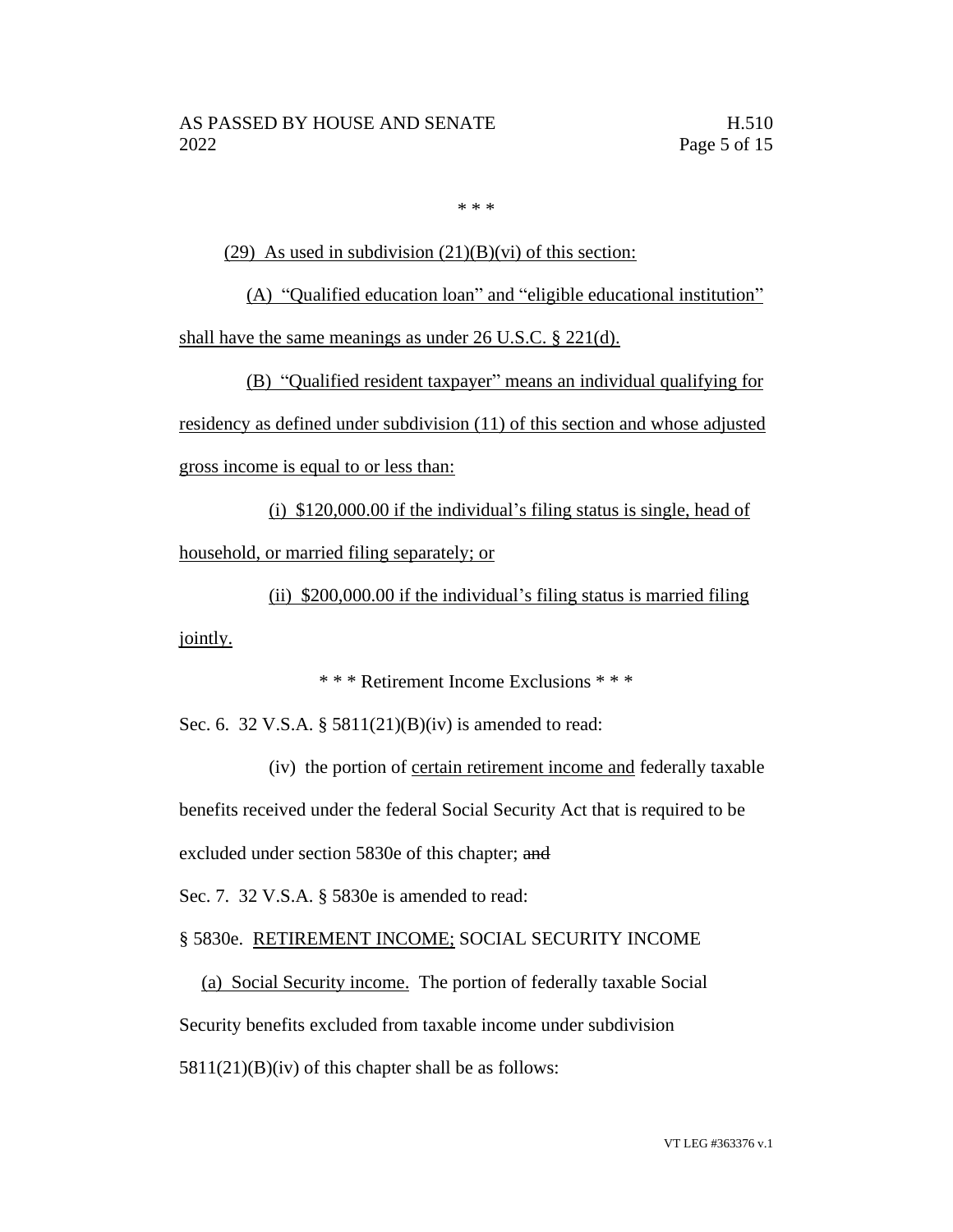\* \* \*

(29) As used in subdivision (21)(B)(vi) of this section:

(A) "Qualified education loan" and "eligible educational institution" shall have the same meanings as under 26 U.S.C. § 221(d).

(B) "Qualified resident taxpayer" means an individual qualifying for residency as defined under subdivision (11) of this section and whose adjusted gross income is equal to or less than:

(i) $120,000.00 if the individual's filing status is single, head of household, or married filing separately; or

(ii) $200,000.00 if the individual's filing status is married filing jointly.

\* \* \* Retirement Income Exclusions \* \* \*

Sec. 6. 32 V.S.A. § 5811(21)(B)(iv) is amended to read:

(iv) the portion of certain retirement income and federally taxable benefits received under the federal Social Security Act that is required to be excluded under section 5830e of this chapter; ~~and~~

Sec. 7. 32 V.S.A. § 5830e is amended to read:

§ 5830e. RETIREMENT INCOME; SOCIAL SECURITY INCOME

(a) Social Security income. The portion of federally taxable Social Security benefits excluded from taxable income under subdivision 5811(21)(B)(iv) of this chapter shall be as follows: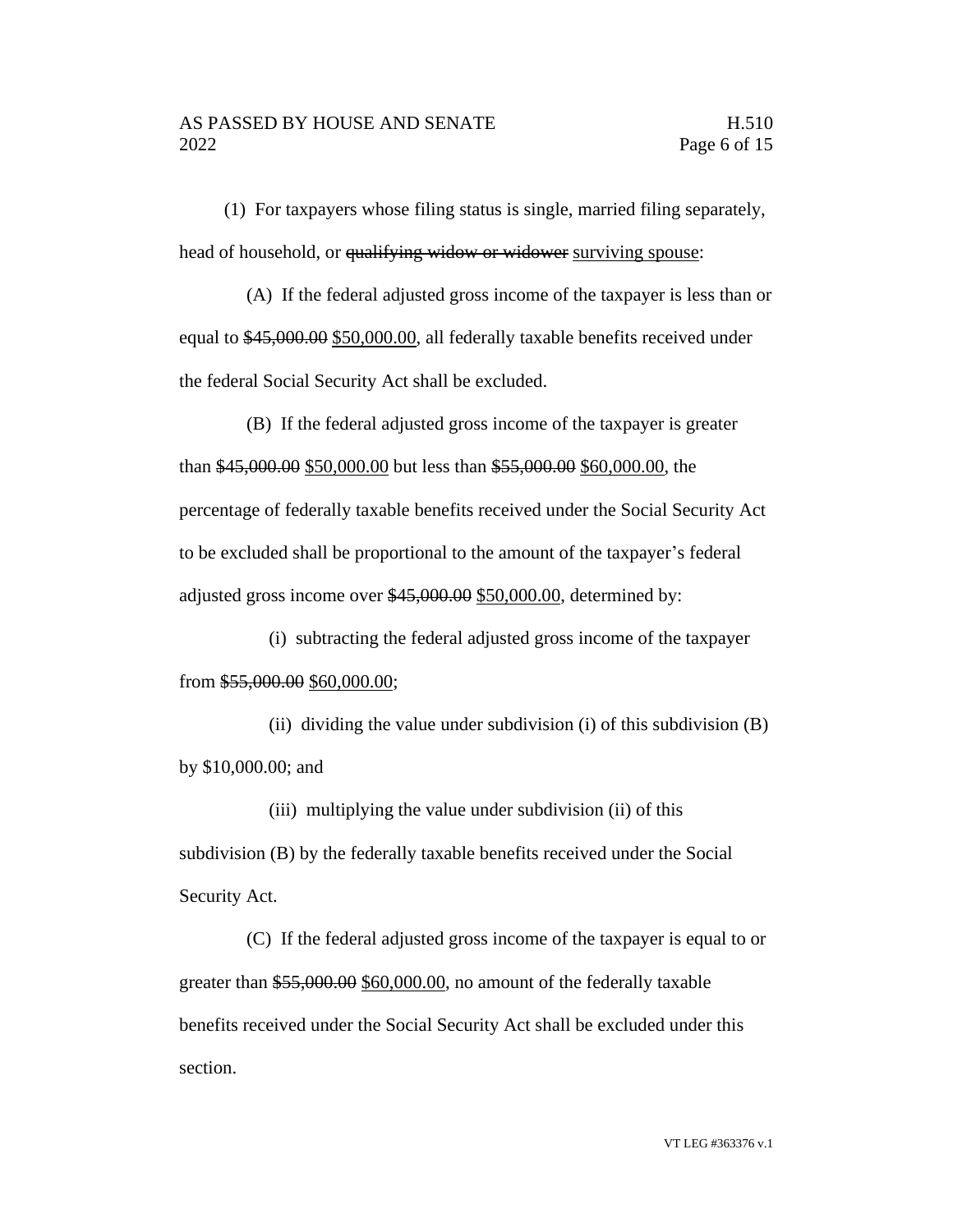(1) For taxpayers whose filing status is single, married filing separately, head of household, or ~~qualifying widow or widower~~ <u>surviving spouse</u>:

(A) If the federal adjusted gross income of the taxpayer is less than or equal to ~~$45,000.00~~ <u>$50,000.00</u>, all federally taxable benefits received under the federal Social Security Act shall be excluded.

(B) If the federal adjusted gross income of the taxpayer is greater than ~~$45,000.00~~ <u>$50,000.00</u> but less than ~~$55,000.00~~ <u>$60,000.00</u>, the percentage of federally taxable benefits received under the Social Security Act to be excluded shall be proportional to the amount of the taxpayer's federal adjusted gross income over ~~$45,000.00~~ <u>$50,000.00</u>, determined by:

(i) subtracting the federal adjusted gross income of the taxpayer from ~~$55,000.00~~ <u>$60,000.00</u>;

(ii) dividing the value under subdivision (i) of this subdivision (B) by $10,000.00; and

(iii) multiplying the value under subdivision (ii) of this subdivision (B) by the federally taxable benefits received under the Social Security Act.

(C) If the federal adjusted gross income of the taxpayer is equal to or greater than ~~$55,000.00~~ <u>$60,000.00</u>, no amount of the federally taxable benefits received under the Social Security Act shall be excluded under this section.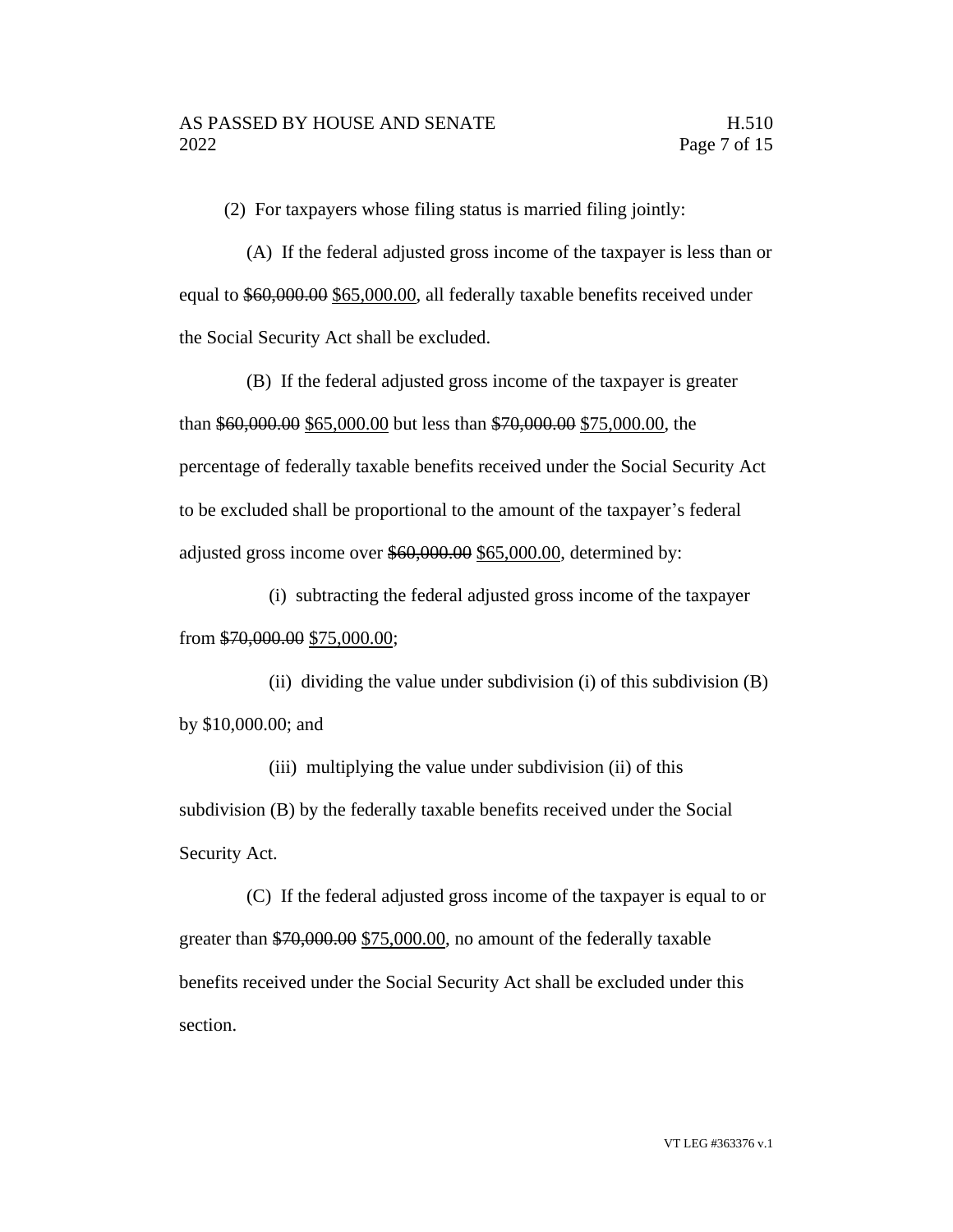(2) For taxpayers whose filing status is married filing jointly:

(A) If the federal adjusted gross income of the taxpayer is less than or equal to ~~$60,000.00~~ <u>$65,000.00</u>, all federally taxable benefits received under the Social Security Act shall be excluded.

(B) If the federal adjusted gross income of the taxpayer is greater than ~~$60,000.00~~ <u>$65,000.00</u> but less than ~~$70,000.00~~ <u>$75,000.00</u>, the percentage of federally taxable benefits received under the Social Security Act to be excluded shall be proportional to the amount of the taxpayer's federal adjusted gross income over ~~$60,000.00~~ <u>$65,000.00</u>, determined by:

(i) subtracting the federal adjusted gross income of the taxpayer from ~~$70,000.00~~ <u>$75,000.00</u>;

(ii) dividing the value under subdivision (i) of this subdivision (B) by $10,000.00; and

(iii) multiplying the value under subdivision (ii) of this subdivision (B) by the federally taxable benefits received under the Social Security Act.

(C) If the federal adjusted gross income of the taxpayer is equal to or greater than ~~$70,000.00~~ <u>$75,000.00</u>, no amount of the federally taxable benefits received under the Social Security Act shall be excluded under this section.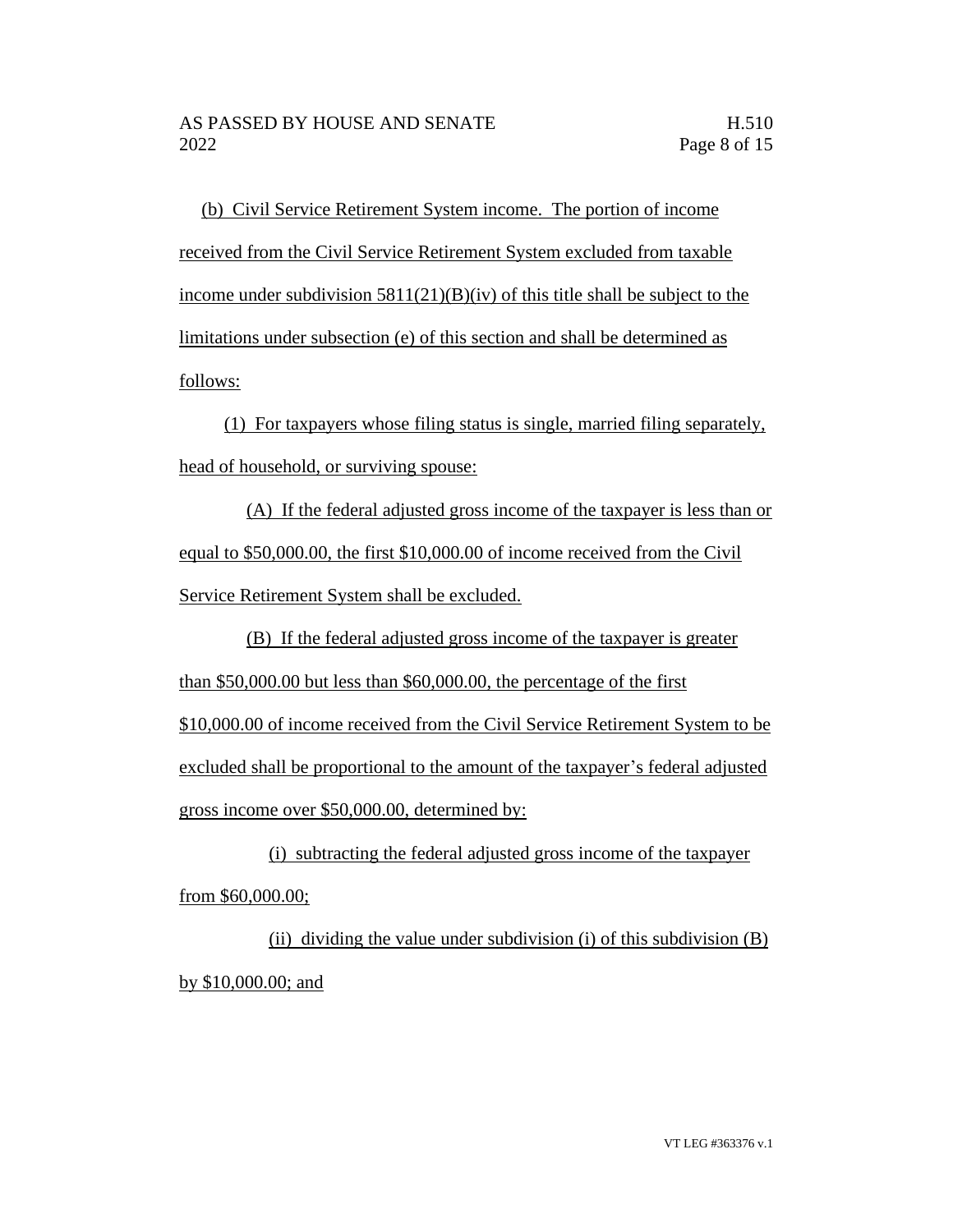(b) Civil Service Retirement System income. The portion of income received from the Civil Service Retirement System excluded from taxable income under subdivision 5811(21)(B)(iv) of this title shall be subject to the limitations under subsection (e) of this section and shall be determined as follows:

(1) For taxpayers whose filing status is single, married filing separately, head of household, or surviving spouse:

(A) If the federal adjusted gross income of the taxpayer is less than or equal to $50,000.00, the first $10,000.00 of income received from the Civil Service Retirement System shall be excluded.

(B) If the federal adjusted gross income of the taxpayer is greater than $50,000.00 but less than $60,000.00, the percentage of the first $10,000.00 of income received from the Civil Service Retirement System to be excluded shall be proportional to the amount of the taxpayer's federal adjusted gross income over $50,000.00, determined by:

(i) subtracting the federal adjusted gross income of the taxpayer from $60,000.00;

(ii) dividing the value under subdivision (i) of this subdivision (B) by $10,000.00; and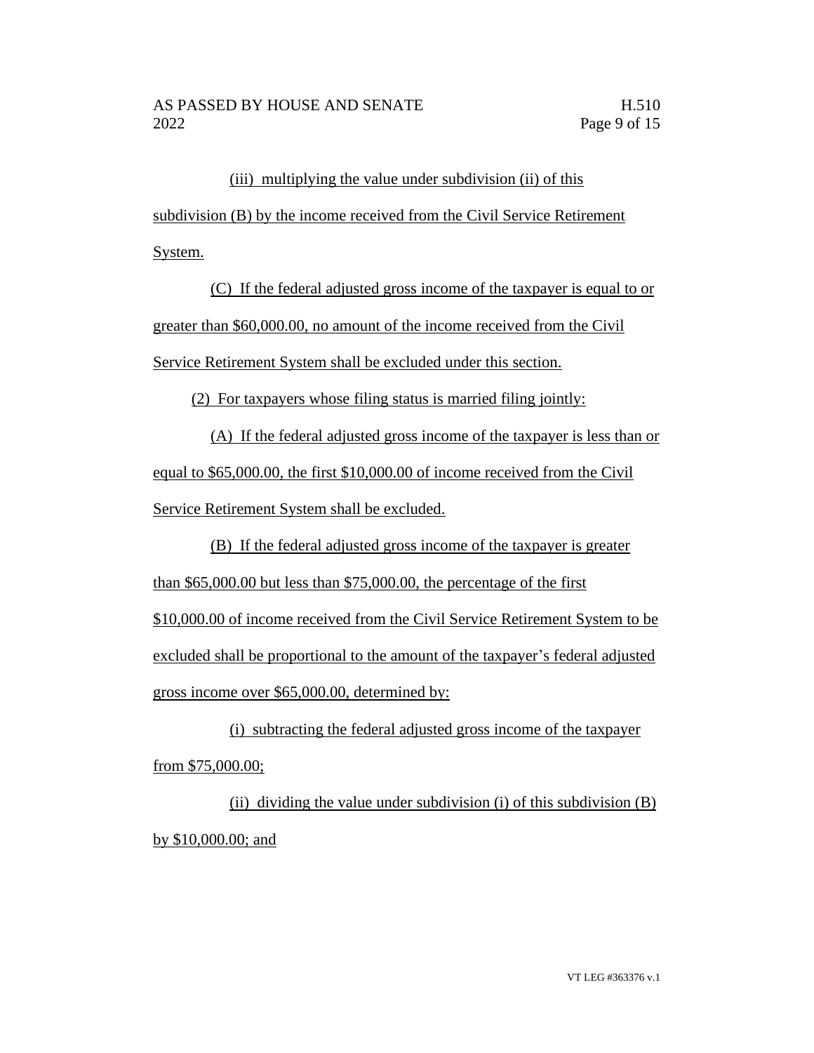(iii) multiplying the value under subdivision (ii) of this subdivision (B) by the income received from the Civil Service Retirement System.

(C) If the federal adjusted gross income of the taxpayer is equal to or greater than $60,000.00, no amount of the income received from the Civil Service Retirement System shall be excluded under this section.

(2) For taxpayers whose filing status is married filing jointly:

(A) If the federal adjusted gross income of the taxpayer is less than or equal to $65,000.00, the first $10,000.00 of income received from the Civil Service Retirement System shall be excluded.

(B) If the federal adjusted gross income of the taxpayer is greater than $65,000.00 but less than $75,000.00, the percentage of the first $10,000.00 of income received from the Civil Service Retirement System to be excluded shall be proportional to the amount of the taxpayer's federal adjusted gross income over $65,000.00, determined by:

(i) subtracting the federal adjusted gross income of the taxpayer from $75,000.00;

(ii) dividing the value under subdivision (i) of this subdivision (B) by $10,000.00; and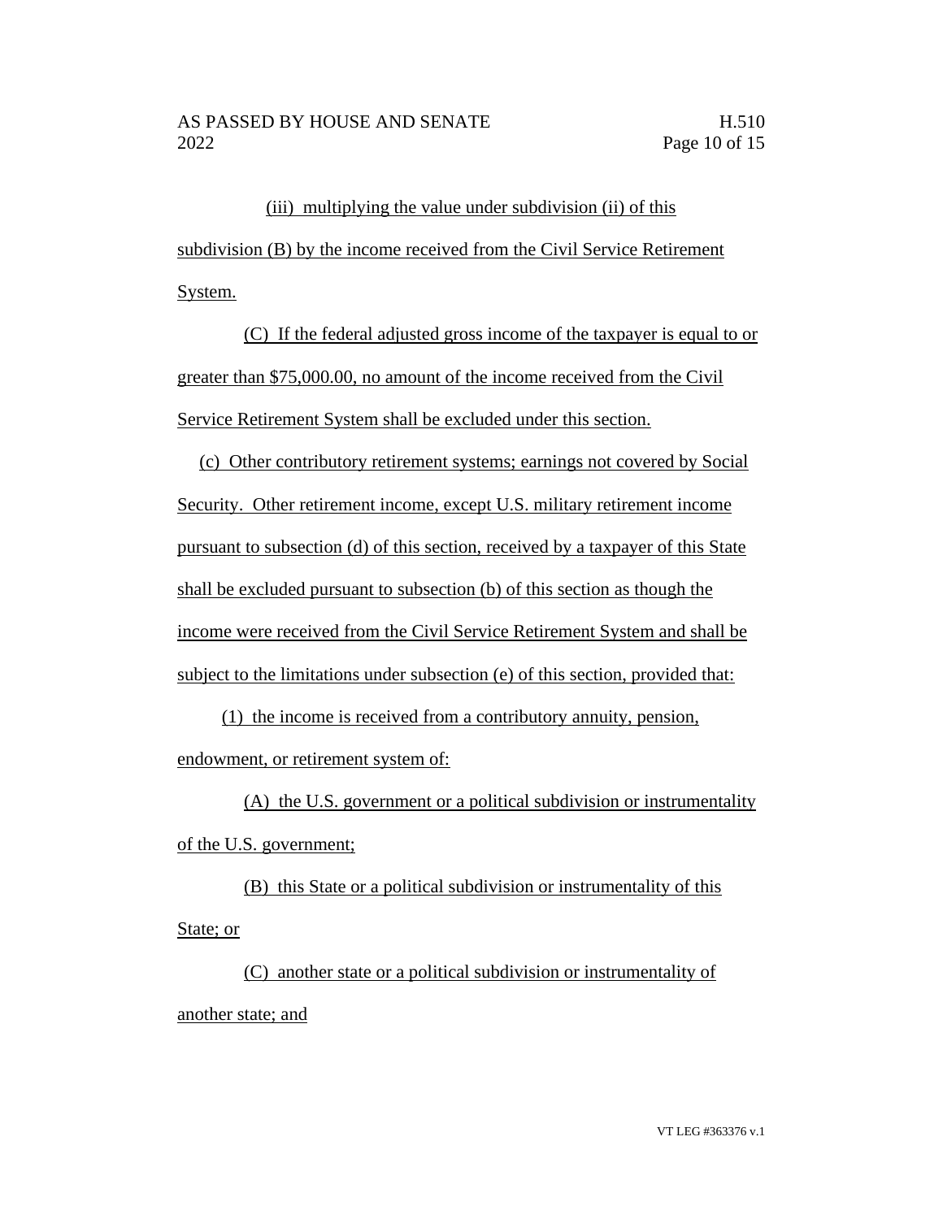(iii) multiplying the value under subdivision (ii) of this subdivision (B) by the income received from the Civil Service Retirement System.

(C) If the federal adjusted gross income of the taxpayer is equal to or greater than $75,000.00, no amount of the income received from the Civil Service Retirement System shall be excluded under this section.

(c) Other contributory retirement systems; earnings not covered by Social Security. Other retirement income, except U.S. military retirement income pursuant to subsection (d) of this section, received by a taxpayer of this State shall be excluded pursuant to subsection (b) of this section as though the income were received from the Civil Service Retirement System and shall be subject to the limitations under subsection (e) of this section, provided that:

(1) the income is received from a contributory annuity, pension, endowment, or retirement system of:

(A) the U.S. government or a political subdivision or instrumentality of the U.S. government;

(B) this State or a political subdivision or instrumentality of this State; or

(C) another state or a political subdivision or instrumentality of another state; and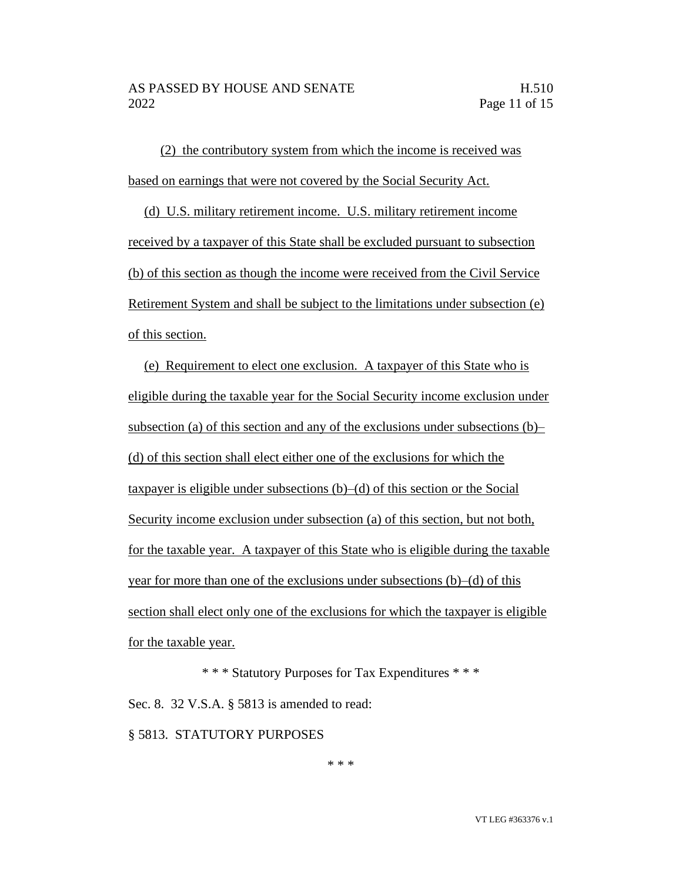(2) the contributory system from which the income is received was based on earnings that were not covered by the Social Security Act.

(d) U.S. military retirement income. U.S. military retirement income received by a taxpayer of this State shall be excluded pursuant to subsection (b) of this section as though the income were received from the Civil Service Retirement System and shall be subject to the limitations under subsection (e) of this section.

(e) Requirement to elect one exclusion. A taxpayer of this State who is eligible during the taxable year for the Social Security income exclusion under subsection (a) of this section and any of the exclusions under subsections (b)–(d) of this section shall elect either one of the exclusions for which the taxpayer is eligible under subsections (b)–(d) of this section or the Social Security income exclusion under subsection (a) of this section, but not both, for the taxable year. A taxpayer of this State who is eligible during the taxable year for more than one of the exclusions under subsections (b)–(d) of this section shall elect only one of the exclusions for which the taxpayer is eligible for the taxable year.

\* \* \* Statutory Purposes for Tax Expenditures \* \* \*

Sec. 8. 32 V.S.A. § 5813 is amended to read:

§ 5813. STATUTORY PURPOSES

\* \* \*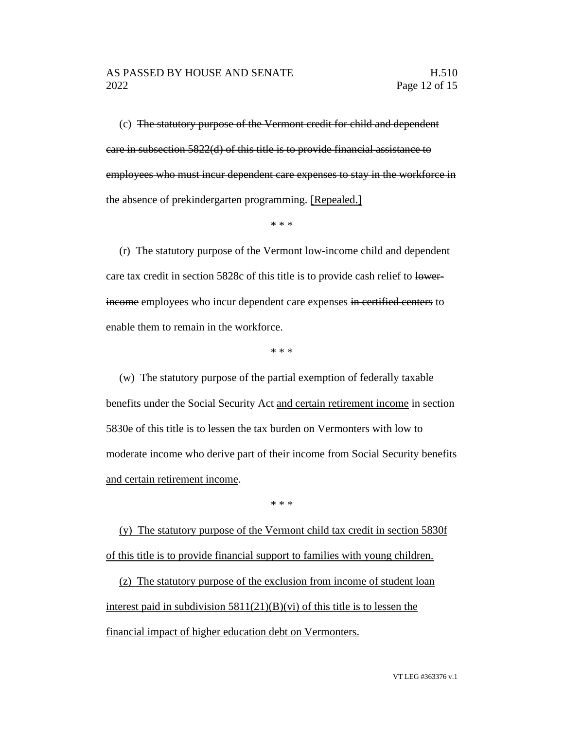(c) ~~The statutory purpose of the Vermont credit for child and dependent care in subsection 5822(d) of this title is to provide financial assistance to employees who must incur dependent care expenses to stay in the workforce in the absence of prekindergarten programming.~~ <u>[Repealed.]</u>

\* \* \*

(r) The statutory purpose of the Vermont ~~low-income~~ child and dependent care tax credit in section 5828c of this title is to provide cash relief to ~~lower-income~~ employees who incur dependent care expenses ~~in certified centers~~ to enable them to remain in the workforce.

\* \* \*

(w) The statutory purpose of the partial exemption of federally taxable benefits under the Social Security Act <u>and certain retirement income</u> in section 5830e of this title is to lessen the tax burden on Vermonters with low to moderate income who derive part of their income from Social Security benefits <u>and certain retirement income</u>.

\* \* \*

<u>(y) The statutory purpose of the Vermont child tax credit in section 5830f of this title is to provide financial support to families with young children.</u>

<u>(z) The statutory purpose of the exclusion from income of student loan interest paid in subdivision 5811(21)(B)(vi) of this title is to lessen the financial impact of higher education debt on Vermonters.</u>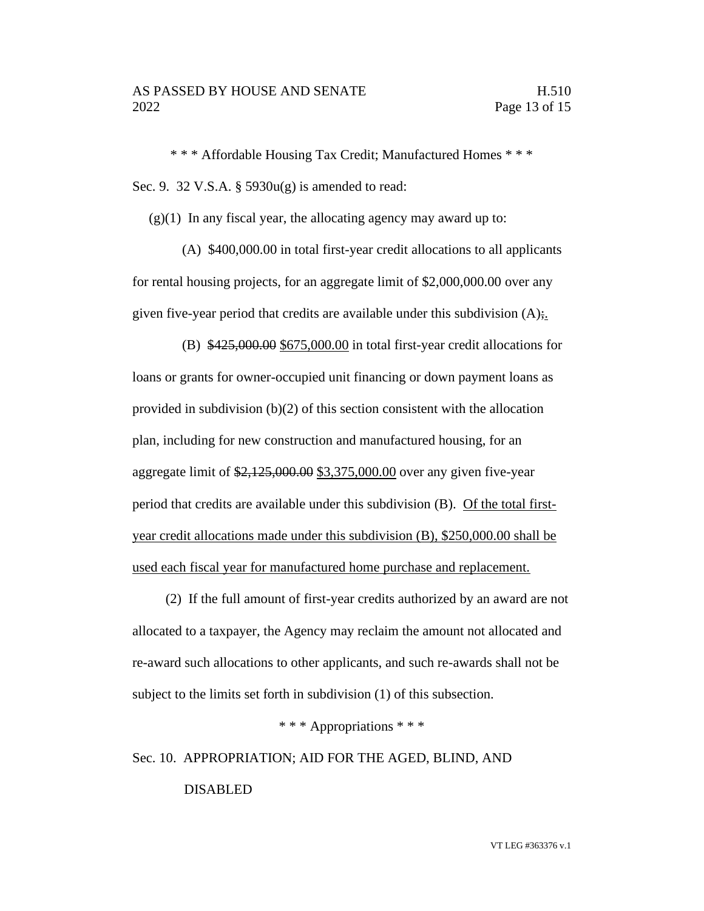\* \* \* Affordable Housing Tax Credit; Manufactured Homes \* \* \*

Sec. 9. 32 V.S.A. § 5930u(g) is amended to read:

(g)(1) In any fiscal year, the allocating agency may award up to:

(A) \$400,000.00 in total first-year credit allocations to all applicants for rental housing projects, for an aggregate limit of \$2,000,000.00 over any given five-year period that credits are available under this subdivision (A)~~;~~.

(B) ~~\$425,000.00~~ <u>\$675,000.00</u> in total first-year credit allocations for loans or grants for owner-occupied unit financing or down payment loans as provided in subdivision (b)(2) of this section consistent with the allocation plan, including for new construction and manufactured housing, for an aggregate limit of ~~\$2,125,000.00~~ <u>\$3,375,000.00</u> over any given five-year period that credits are available under this subdivision (B). <u>Of the total first-year credit allocations made under this subdivision (B), \$250,000.00 shall be used each fiscal year for manufactured home purchase and replacement.</u>

(2) If the full amount of first-year credits authorized by an award are not allocated to a taxpayer, the Agency may reclaim the amount not allocated and re-award such allocations to other applicants, and such re-awards shall not be subject to the limits set forth in subdivision (1) of this subsection.

\* \* \* Appropriations \* \* \*

Sec. 10. APPROPRIATION; AID FOR THE AGED, BLIND, AND DISABLED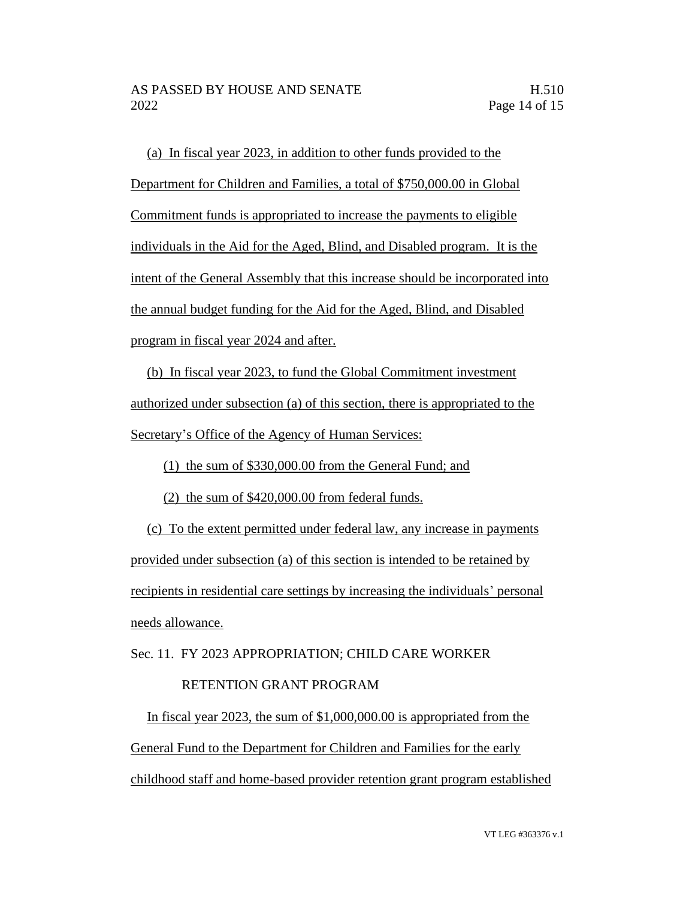(a) In fiscal year 2023, in addition to other funds provided to the Department for Children and Families, a total of $750,000.00 in Global Commitment funds is appropriated to increase the payments to eligible individuals in the Aid for the Aged, Blind, and Disabled program. It is the intent of the General Assembly that this increase should be incorporated into the annual budget funding for the Aid for the Aged, Blind, and Disabled program in fiscal year 2024 and after.

(b) In fiscal year 2023, to fund the Global Commitment investment authorized under subsection (a) of this section, there is appropriated to the Secretary's Office of the Agency of Human Services:

(1) the sum of $330,000.00 from the General Fund; and

(2) the sum of $420,000.00 from federal funds.

(c) To the extent permitted under federal law, any increase in payments provided under subsection (a) of this section is intended to be retained by recipients in residential care settings by increasing the individuals' personal needs allowance.

Sec. 11. FY 2023 APPROPRIATION; CHILD CARE WORKER RETENTION GRANT PROGRAM

In fiscal year 2023, the sum of $1,000,000.00 is appropriated from the General Fund to the Department for Children and Families for the early childhood staff and home-based provider retention grant program established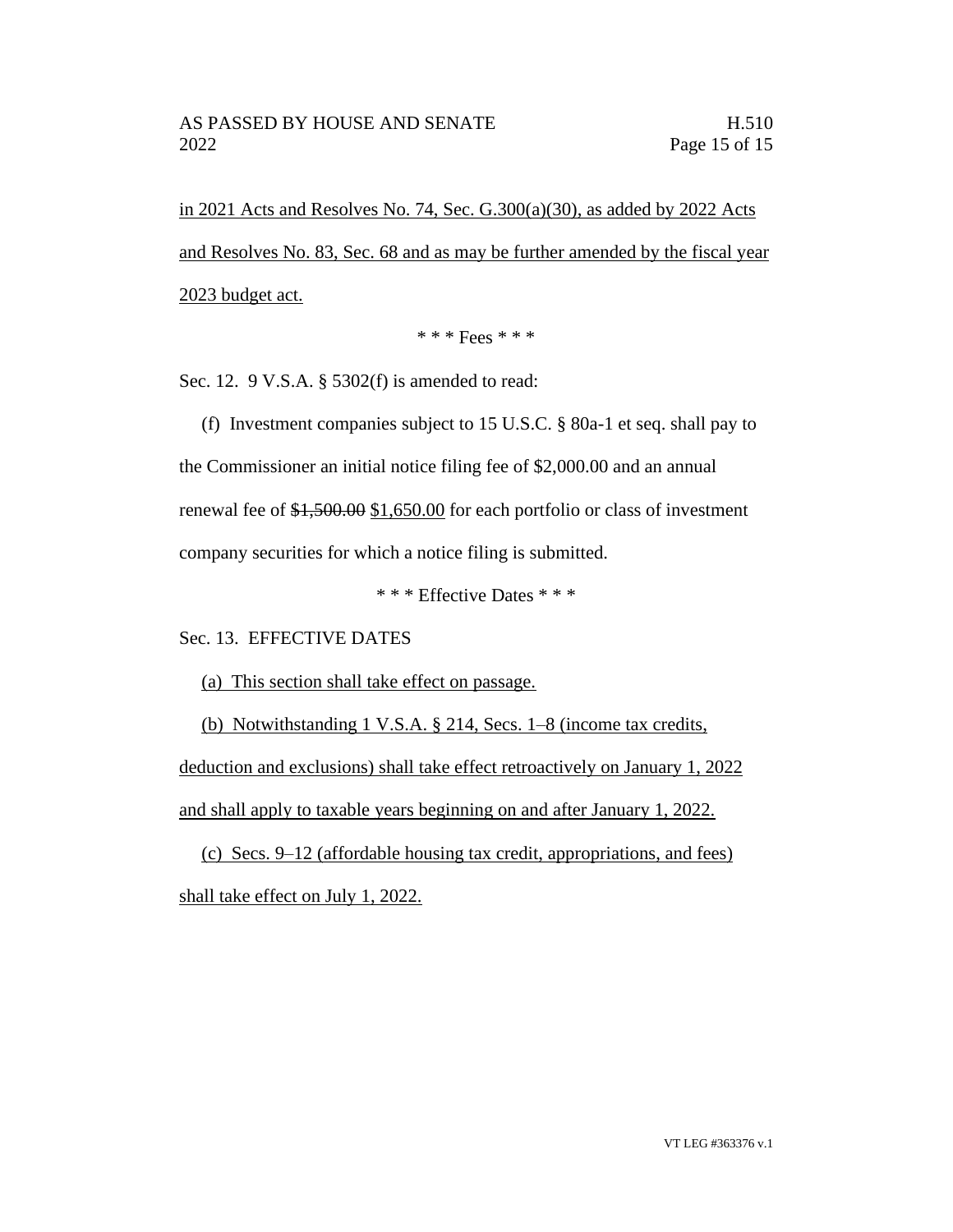in 2021 Acts and Resolves No. 74, Sec. G.300(a)(30), as added by 2022 Acts and Resolves No. 83, Sec. 68 and as may be further amended by the fiscal year 2023 budget act.

\* \* \* Fees \* \* \*

Sec. 12. 9 V.S.A. § 5302(f) is amended to read:

(f) Investment companies subject to 15 U.S.C. § 80a-1 et seq. shall pay to the Commissioner an initial notice filing fee of $2,000.00 and an annual renewal fee of ~~$1,500.00~~ $1,650.00 for each portfolio or class of investment company securities for which a notice filing is submitted.

\* \* \* Effective Dates \* \* \*

Sec. 13. EFFECTIVE DATES

(a) This section shall take effect on passage.

(b) Notwithstanding 1 V.S.A. § 214, Secs. 1–8 (income tax credits, deduction and exclusions) shall take effect retroactively on January 1, 2022 and shall apply to taxable years beginning on and after January 1, 2022.

(c) Secs. 9–12 (affordable housing tax credit, appropriations, and fees) shall take effect on July 1, 2022.